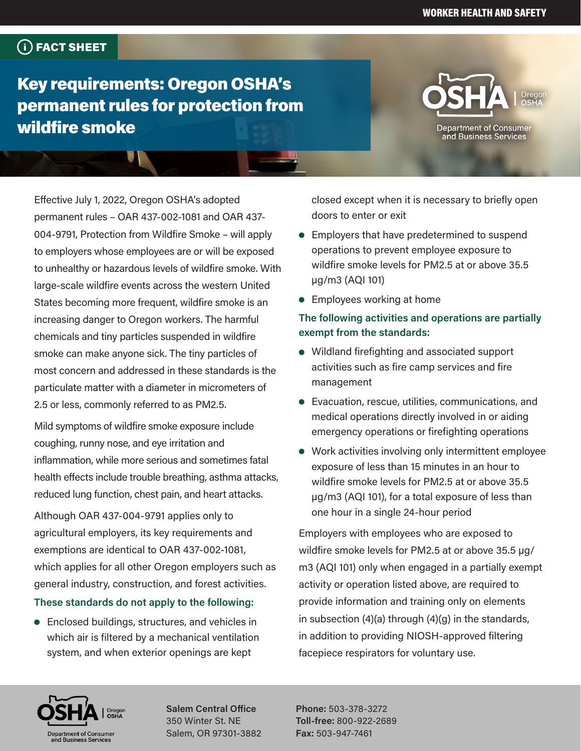WORKER HEALTH AND SAFETY

FACT SHEET

# Key requirements: Oregon OSHA's permanent rules for protection from wildfire smoke

Effective July 1, 2022, Oregon OSHA's adopted permanent rules – OAR 437-002-1081 and OAR 437-004-9791, Protection from Wildfire Smoke – will apply to employers whose employees are or will be exposed to unhealthy or hazardous levels of wildfire smoke. With large-scale wildfire events across the western United States becoming more frequent, wildfire smoke is an increasing danger to Oregon workers. The harmful chemicals and tiny particles suspended in wildfire smoke can make anyone sick. The tiny particles of most concern and addressed in these standards is the particulate matter with a diameter in micrometers of 2.5 or less, commonly referred to as PM2.5.

Mild symptoms of wildfire smoke exposure include coughing, runny nose, and eye irritation and inflammation, while more serious and sometimes fatal health effects include trouble breathing, asthma attacks, reduced lung function, chest pain, and heart attacks.

Although OAR 437-004-9791 applies only to agricultural employers, its key requirements and exemptions are identical to OAR 437-002-1081, which applies for all other Oregon employers such as general industry, construction, and forest activities.

### These standards do not apply to the following:

- Enclosed buildings, structures, and vehicles in which air is filtered by a mechanical ventilation system, and when exterior openings are kept closed except when it is necessary to briefly open doors to enter or exit
- Employers that have predetermined to suspend operations to prevent employee exposure to wildfire smoke levels for PM2.5 at or above 35.5 µg/m3 (AQI 101)
- Employees working at home

### The following activities and operations are partially exempt from the standards:

- Wildland firefighting and associated support activities such as fire camp services and fire management
- Evacuation, rescue, utilities, communications, and medical operations directly involved in or aiding emergency operations or firefighting operations
- Work activities involving only intermittent employee exposure of less than 15 minutes in an hour to wildfire smoke levels for PM2.5 at or above 35.5 µg/m3 (AQI 101), for a total exposure of less than one hour in a single 24-hour period

Employers with employees who are exposed to wildfire smoke levels for PM2.5 at or above 35.5 µg/m3 (AQI 101) only when engaged in a partially exempt activity or operation listed above, are required to provide information and training only on elements in subsection (4)(a) through (4)(g) in the standards, in addition to providing NIOSH-approved filtering facepiece respirators for voluntary use.

**Salem Central Office**
350 Winter St. NE
Salem, OR 97301-3882

**Phone:** 503-378-3272
**Toll-free:** 800-922-2689
**Fax:** 503-947-7461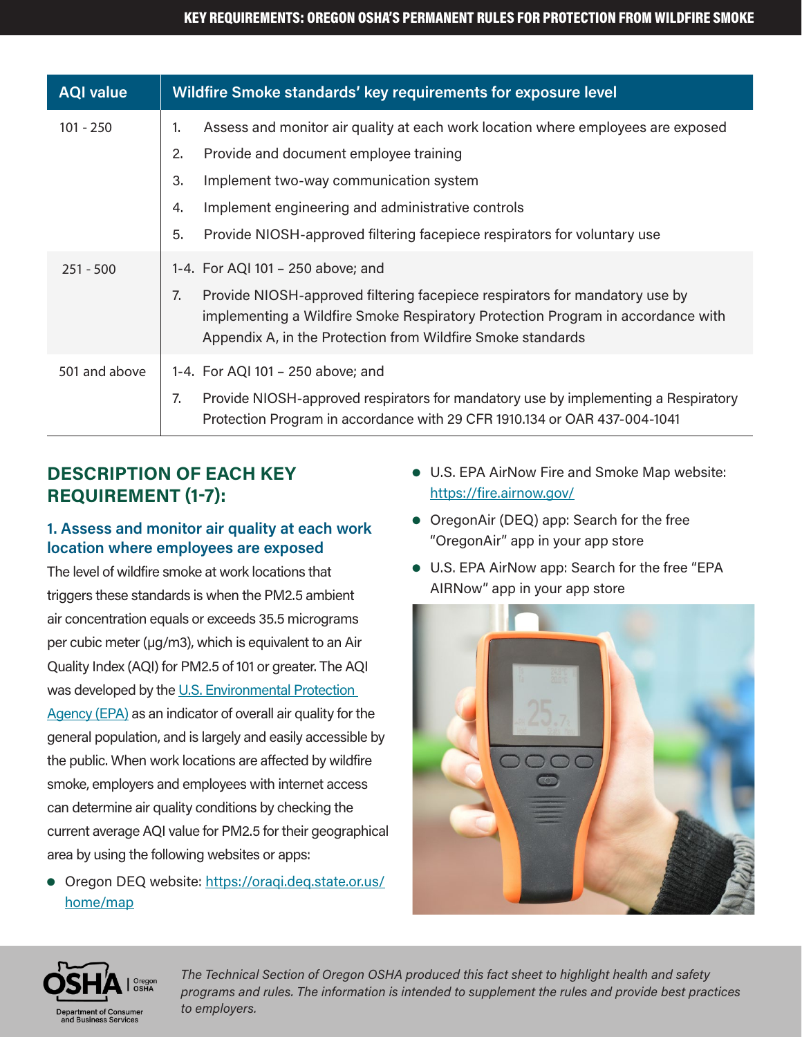| AQI value | Wildfire Smoke standards' key requirements for exposure level |
|---|---|
| 101 - 250 | 1. Assess and monitor air quality at each work location where employees are exposed<br>2. Provide and document employee training<br>3. Implement two-way communication system<br>4. Implement engineering and administrative controls<br>5. Provide NIOSH-approved filtering facepiece respirators for voluntary use |
| 251 - 500 | 1-4. For AQI 101 – 250 above; and<br>7. Provide NIOSH-approved filtering facepiece respirators for mandatory use by implementing a Wildfire Smoke Respiratory Protection Program in accordance with Appendix A, in the Protection from Wildfire Smoke standards |
| 501 and above | 1-4. For AQI 101 – 250 above; and<br>7. Provide NIOSH-approved respirators for mandatory use by implementing a Respiratory Protection Program in accordance with 29 CFR 1910.134 or OAR 437-004-1041 |

## DESCRIPTION OF EACH KEY REQUIREMENT (1-7):

### 1. Assess and monitor air quality at each work location where employees are exposed

The level of wildfire smoke at work locations that triggers these standards is when the PM2.5 ambient air concentration equals or exceeds 35.5 micrograms per cubic meter (µg/m3), which is equivalent to an Air Quality Index (AQI) for PM2.5 of 101 or greater. The AQI was developed by the U.S. Environmental Protection Agency (EPA) as an indicator of overall air quality for the general population, and is largely and easily accessible by the public. When work locations are affected by wildfire smoke, employers and employees with internet access can determine air quality conditions by checking the current average AQI value for PM2.5 for their geographical area by using the following websites or apps:

- Oregon DEQ website: https://oraqi.deq.state.or.us/home/map
- U.S. EPA AirNow Fire and Smoke Map website: https://fire.airnow.gov/
- OregonAir (DEQ) app: Search for the free "OregonAir" app in your app store
- U.S. EPA AirNow app: Search for the free "EPA AIRNow" app in your app store

*The Technical Section of Oregon OSHA produced this fact sheet to highlight health and safety programs and rules. The information is intended to supplement the rules and provide best practices to employers.*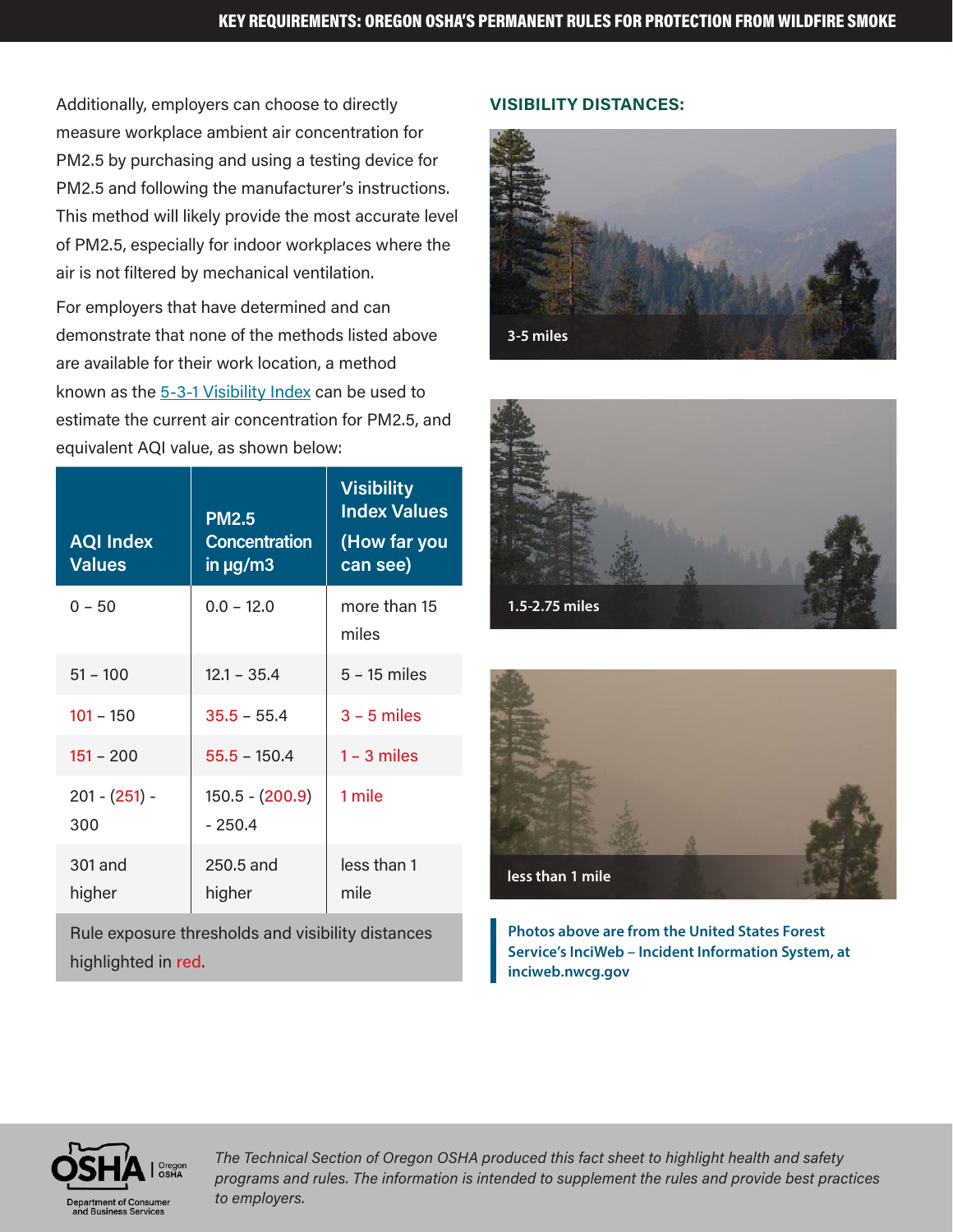Additionally, employers can choose to directly measure workplace ambient air concentration for PM2.5 by purchasing and using a testing device for PM2.5 and following the manufacturer's instructions. This method will likely provide the most accurate level of PM2.5, especially for indoor workplaces where the air is not filtered by mechanical ventilation.

For employers that have determined and can demonstrate that none of the methods listed above are available for their work location, a method known as the 5-3-1 Visibility Index can be used to estimate the current air concentration for PM2.5, and equivalent AQI value, as shown below:

| AQI Index Values | PM2.5 Concentration in μg/m3 | Visibility Index Values (How far you can see) |
|---|---|---|
| 0 – 50 | 0.0 – 12.0 | more than 15 miles |
| 51 – 100 | 12.1 – 35.4 | 5 – 15 miles |
| 101 – 150 | 35.5 – 55.4 | 3 – 5 miles |
| 151 – 200 | 55.5 – 150.4 | 1 – 3 miles |
| 201 - (251) - 300 | 150.5 - (200.9) - 250.4 | 1 mile |
| 301 and higher | 250.5 and higher | less than 1 mile |

Rule exposure thresholds and visibility distances highlighted in red.

**VISIBILITY DISTANCES:**

3-5 miles

1.5-2.75 miles

less than 1 mile

**Photos above are from the United States Forest Service's InciWeb – Incident Information System, at inciweb.nwcg.gov**

*The Technical Section of Oregon OSHA produced this fact sheet to highlight health and safety programs and rules. The information is intended to supplement the rules and provide best practices to employers.*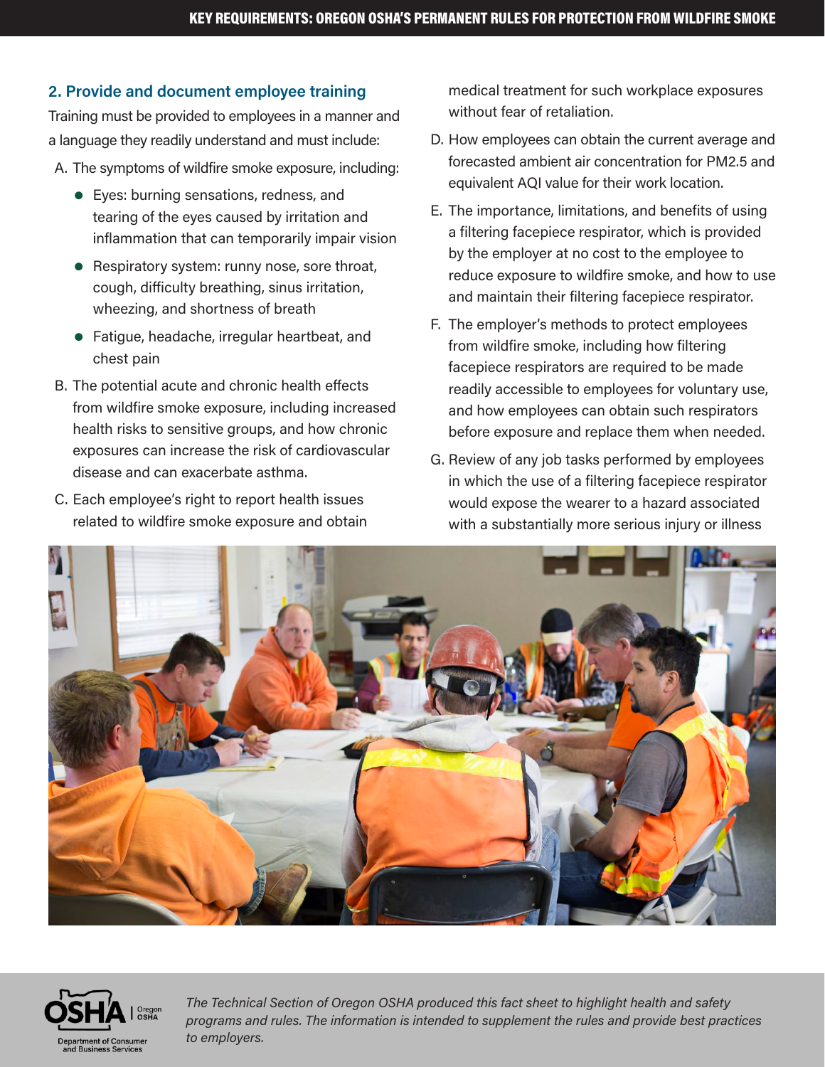## 2. Provide and document employee training

Training must be provided to employees in a manner and a language they readily understand and must include:

A. The symptoms of wildfire smoke exposure, including:
   - Eyes: burning sensations, redness, and tearing of the eyes caused by irritation and inflammation that can temporarily impair vision
   - Respiratory system: runny nose, sore throat, cough, difficulty breathing, sinus irritation, wheezing, and shortness of breath
   - Fatigue, headache, irregular heartbeat, and chest pain

B. The potential acute and chronic health effects from wildfire smoke exposure, including increased health risks to sensitive groups, and how chronic exposures can increase the risk of cardiovascular disease and can exacerbate asthma.

C. Each employee's right to report health issues related to wildfire smoke exposure and obtain medical treatment for such workplace exposures without fear of retaliation.

D. How employees can obtain the current average and forecasted ambient air concentration for PM2.5 and equivalent AQI value for their work location.

E. The importance, limitations, and benefits of using a filtering facepiece respirator, which is provided by the employer at no cost to the employee to reduce exposure to wildfire smoke, and how to use and maintain their filtering facepiece respirator.

F. The employer's methods to protect employees from wildfire smoke, including how filtering facepiece respirators are required to be made readily accessible to employees for voluntary use, and how employees can obtain such respirators before exposure and replace them when needed.

G. Review of any job tasks performed by employees in which the use of a filtering facepiece respirator would expose the wearer to a hazard associated with a substantially more serious injury or illness

*The Technical Section of Oregon OSHA produced this fact sheet to highlight health and safety programs and rules. The information is intended to supplement the rules and provide best practices to employers.*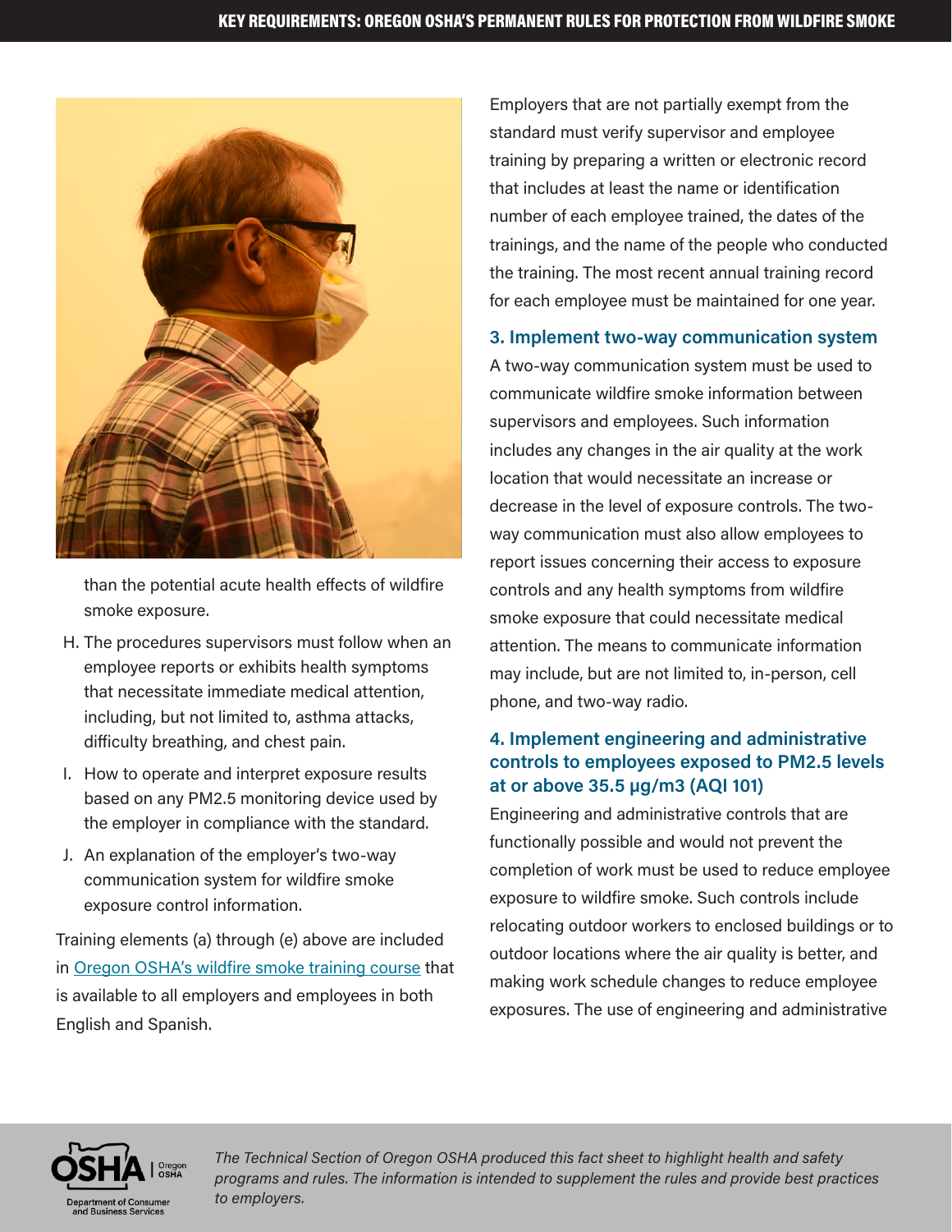than the potential acute health effects of wildfire smoke exposure.

H. The procedures supervisors must follow when an employee reports or exhibits health symptoms that necessitate immediate medical attention, including, but not limited to, asthma attacks, difficulty breathing, and chest pain.

I. How to operate and interpret exposure results based on any PM2.5 monitoring device used by the employer in compliance with the standard.

J. An explanation of the employer's two-way communication system for wildfire smoke exposure control information.

Training elements (a) through (e) above are included in Oregon OSHA's wildfire smoke training course that is available to all employers and employees in both English and Spanish.

Employers that are not partially exempt from the standard must verify supervisor and employee training by preparing a written or electronic record that includes at least the name or identification number of each employee trained, the dates of the trainings, and the name of the people who conducted the training. The most recent annual training record for each employee must be maintained for one year.

### 3. Implement two-way communication system

A two-way communication system must be used to communicate wildfire smoke information between supervisors and employees. Such information includes any changes in the air quality at the work location that would necessitate an increase or decrease in the level of exposure controls. The two-way communication must also allow employees to report issues concerning their access to exposure controls and any health symptoms from wildfire smoke exposure that could necessitate medical attention. The means to communicate information may include, but are not limited to, in-person, cell phone, and two-way radio.

### 4. Implement engineering and administrative controls to employees exposed to PM2.5 levels at or above 35.5 µg/m3 (AQI 101)

Engineering and administrative controls that are functionally possible and would not prevent the completion of work must be used to reduce employee exposure to wildfire smoke. Such controls include relocating outdoor workers to enclosed buildings or to outdoor locations where the air quality is better, and making work schedule changes to reduce employee exposures. The use of engineering and administrative

*The Technical Section of Oregon OSHA produced this fact sheet to highlight health and safety programs and rules. The information is intended to supplement the rules and provide best practices to employers.*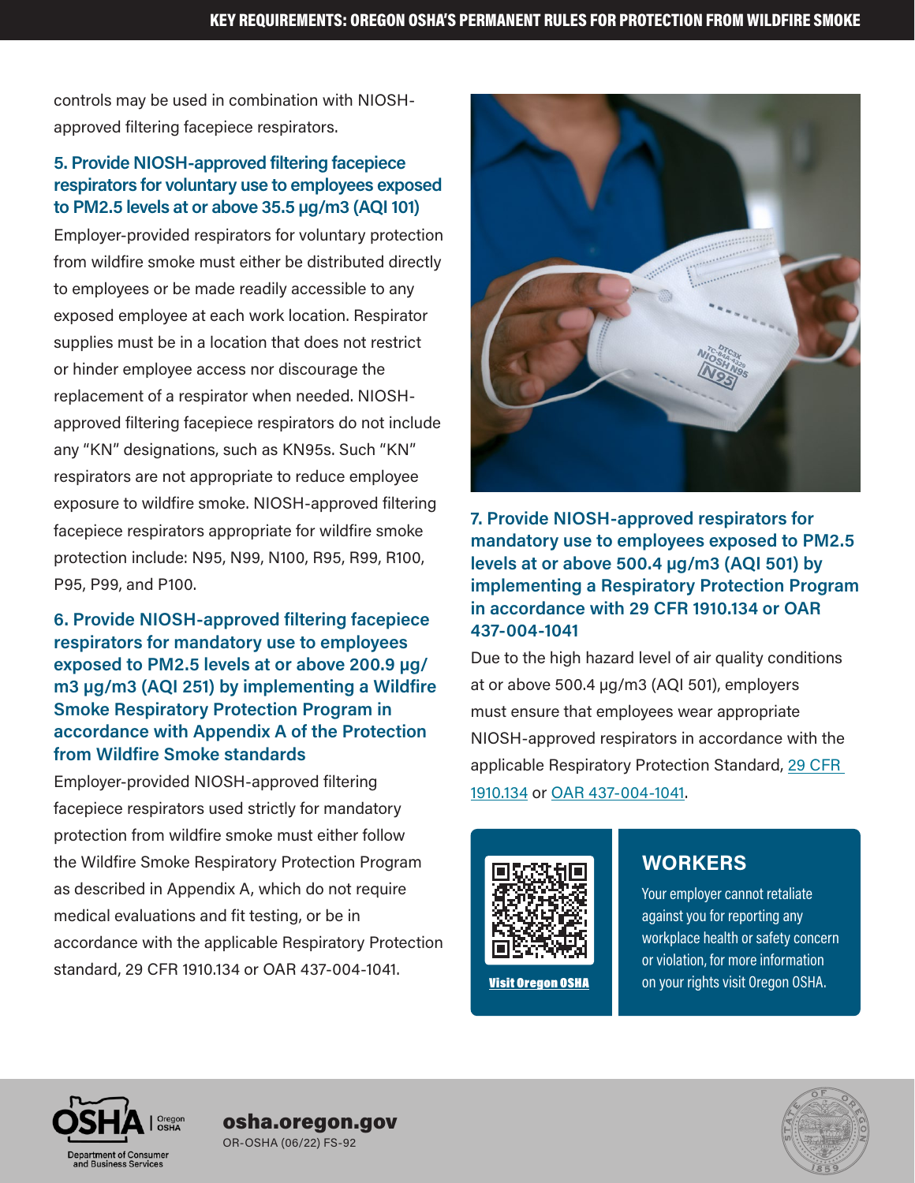controls may be used in combination with NIOSH-approved filtering facepiece respirators.

### 5. Provide NIOSH-approved filtering facepiece respirators for voluntary use to employees exposed to PM2.5 levels at or above 35.5 µg/m3 (AQI 101)

Employer-provided respirators for voluntary protection from wildfire smoke must either be distributed directly to employees or be made readily accessible to any exposed employee at each work location. Respirator supplies must be in a location that does not restrict or hinder employee access nor discourage the replacement of a respirator when needed. NIOSH-approved filtering facepiece respirators do not include any "KN" designations, such as KN95s. Such "KN" respirators are not appropriate to reduce employee exposure to wildfire smoke. NIOSH-approved filtering facepiece respirators appropriate for wildfire smoke protection include: N95, N99, N100, R95, R99, R100, P95, P99, and P100.

### 6. Provide NIOSH-approved filtering facepiece respirators for mandatory use to employees exposed to PM2.5 levels at or above 200.9 µg/ m3 µg/m3 (AQI 251) by implementing a Wildfire Smoke Respiratory Protection Program in accordance with Appendix A of the Protection from Wildfire Smoke standards

Employer-provided NIOSH-approved filtering facepiece respirators used strictly for mandatory protection from wildfire smoke must either follow the Wildfire Smoke Respiratory Protection Program as described in Appendix A, which do not require medical evaluations and fit testing, or be in accordance with the applicable Respiratory Protection standard, 29 CFR 1910.134 or OAR 437-004-1041.

### 7. Provide NIOSH-approved respirators for mandatory use to employees exposed to PM2.5 levels at or above 500.4 µg/m3 (AQI 501) by implementing a Respiratory Protection Program in accordance with 29 CFR 1910.134 or OAR 437-004-1041

Due to the high hazard level of air quality conditions at or above 500.4 µg/m3 (AQI 501), employers must ensure that employees wear appropriate NIOSH-approved respirators in accordance with the applicable Respiratory Protection Standard, 29 CFR 1910.134 or OAR 437-004-1041.

## WORKERS

Your employer cannot retaliate against you for reporting any workplace health or safety concern or violation, for more information on your rights visit Oregon OSHA.

Visit Oregon OSHA

osha.oregon.gov

OR-OSHA (06/22) FS-92